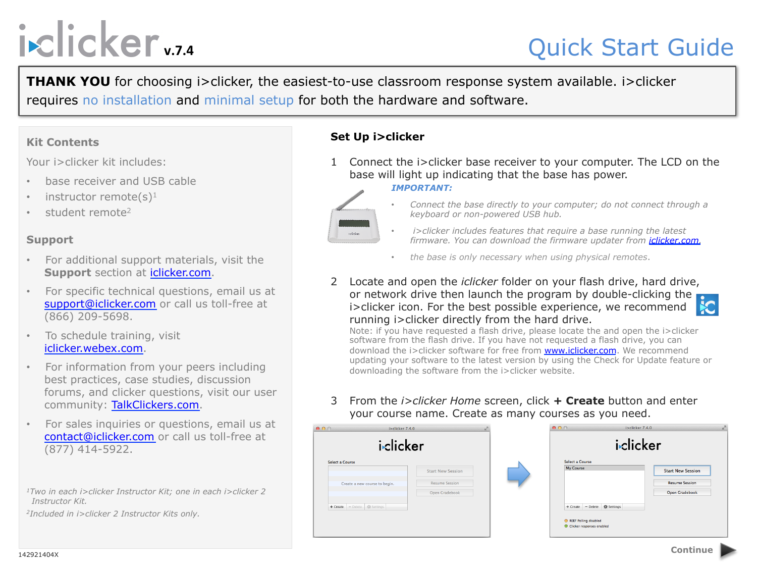# i>clicker v.7.4

# Quick Start Guide

**THANK YOU** for choosing i>clicker, the easiest-to-use classroom response system available. i>clicker requires no installation and minimal setup for both the hardware and software.

## Kit Contents

Your i>clicker kit includes:

- base receiver and USB cable
- instructor remote(s)[1]
- student remote[2]

## Support

- For additional support materials, visit the **Support** section at iclicker.com.
- For specific technical questions, email us at support@iclicker.com or call us toll-free at (866) 209-5698.
- To schedule training, visit iclicker.webex.com.
- For information from your peers including best practices, case studies, discussion forums, and clicker questions, visit our user community: TalkClickers.com.
- For sales inquiries or questions, email us at contact@iclicker.com or call us toll-free at (877) 414-5922.

*[1]Two in each i>clicker Instructor Kit; one in each i>clicker 2 Instructor Kit.*

*[2]Included in i>clicker 2 Instructor Kits only.*

## Set Up i>clicker

1 Connect the i>clicker base receiver to your computer. The LCD on the base will light up indicating that the base has power.

***IMPORTANT:***

- *Connect the base directly to your computer; do not connect through a keyboard or non-powered USB hub.*
- *i>clicker includes features that require a base running the latest firmware. You can download the firmware updater from iclicker.com.*
- *the base is only necessary when using physical remotes.*

2 Locate and open the *iclicker* folder on your flash drive, hard drive, or network drive then launch the program by double-clicking the i>clicker icon. For the best possible experience, we recommend running i>clicker directly from the hard drive.

Note: if you have requested a flash drive, please locate the and open the i>clicker software from the flash drive. If you have not requested a flash drive, you can download the i>clicker software for free from www.iclicker.com. We recommend updating your software to the latest version by using the Check for Update feature or downloading the software from the i>clicker website.

3 From the *i>clicker Home* screen, click **+ Create** button and enter your course name. Create as many courses as you need.

Continue

142921404X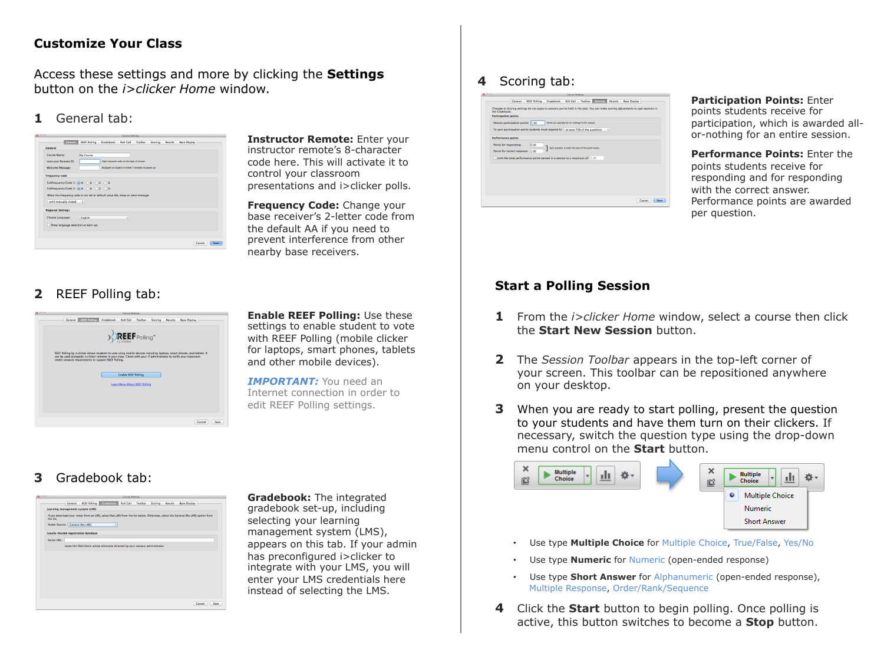## Customize Your Class

Access these settings and more by clicking the **Settings** button on the *i>clicker Home* window.

1 General tab:

**Instructor Remote:** Enter your instructor remote's 8-character code here. This will activate it to control your classroom presentations and i>clicker polls.

**Frequency Code:** Change your base receiver's 2-letter code from the default AA if you need to prevent interference from other nearby base receivers.

2 REEF Polling tab:

**Enable REEF Polling:** Use these settings to enable student to vote with REEF Polling (mobile clicker for laptops, smart phones, tablets and other mobile devices).

***IMPORTANT:*** You need an Internet connection in order to edit REEF Polling settings.

3 Gradebook tab:

**Gradebook:** The integrated gradebook set-up, including selecting your learning management system (LMS), appears on this tab. If your admin has preconfigured i>clicker to integrate with your LMS, you will enter your LMS credentials here instead of selecting the LMS.

4 Scoring tab:

**Participation Points:** Enter points students receive for participation, which is awarded all-or-nothing for an entire session.

**Performance Points:** Enter the points students receive for responding and for responding with the correct answer. Performance points are awarded per question.

## Start a Polling Session

1. From the *i>clicker Home* window, select a course then click the **Start New Session** button.

2. The *Session Toolbar* appears in the top-left corner of your screen. This toolbar can be repositioned anywhere on your desktop.

3. When you are ready to start polling, present the question to your students and have them turn on their clickers. If necessary, switch the question type using the drop-down menu control on the **Start** button.

   Multiple Choice

   Multiple Choice
   Numeric
   Short Answer

   - Use type **Multiple Choice** for Multiple Choice, True/False, Yes/No
   - Use type **Numeric** for Numeric (open-ended response)
   - Use type **Short Answer** for Alphanumeric (open-ended response), Multiple Response, Order/Rank/Sequence

4. Click the **Start** button to begin polling. Once polling is active, this button switches to become a **Stop** button.